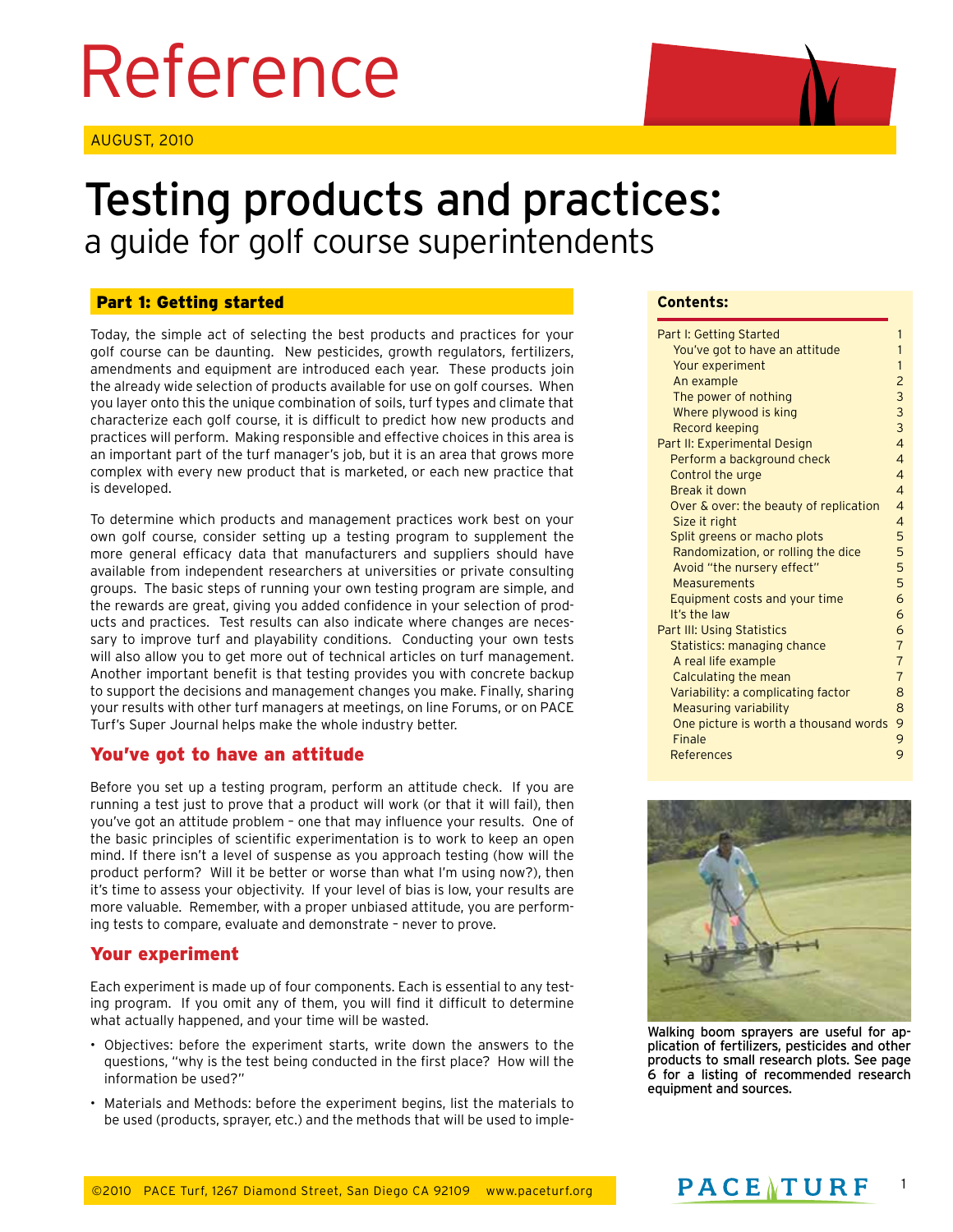# Reference

AUGUST, 2010

# Testing products and practices: a guide for golf course superintendents

## Part 1: Getting started

Today, the simple act of selecting the best products and practices for your golf course can be daunting. New pesticides, growth regulators, fertilizers, amendments and equipment are introduced each year. These products join the already wide selection of products available for use on golf courses. When you layer onto this the unique combination of soils, turf types and climate that characterize each golf course, it is difficult to predict how new products and practices will perform. Making responsible and effective choices in this area is an important part of the turf manager's job, but it is an area that grows more complex with every new product that is marketed, or each new practice that is developed.

To determine which products and management practices work best on your own golf course, consider setting up a testing program to supplement the more general efficacy data that manufacturers and suppliers should have available from independent researchers at universities or private consulting groups. The basic steps of running your own testing program are simple, and the rewards are great, giving you added confidence in your selection of products and practices. Test results can also indicate where changes are necessary to improve turf and playability conditions. Conducting your own tests will also allow you to get more out of technical articles on turf management. Another important benefit is that testing provides you with concrete backup to support the decisions and management changes you make. Finally, sharing your results with other turf managers at meetings, on line Forums, or on PACE Turf's Super Journal helps make the whole industry better.

### You've got to have an attitude

Before you set up a testing program, perform an attitude check. If you are running a test just to prove that a product will work (or that it will fail), then you've got an attitude problem – one that may influence your results. One of the basic principles of scientific experimentation is to work to keep an open mind. If there isn't a level of suspense as you approach testing (how will the product perform? Will it be better or worse than what I'm using now?), then it's time to assess your objectivity. If your level of bias is low, your results are more valuable. Remember, with a proper unbiased attitude, you are performing tests to compare, evaluate and demonstrate – never to prove.

### Your experiment

Each experiment is made up of four components. Each is essential to any testing program. If you omit any of them, you will find it difficult to determine what actually happened, and your time will be wasted.

- Objectives: before the experiment starts, write down the answers to the questions, "why is the test being conducted in the first place? How will the information be used?"
- Materials and Methods: before the experiment begins, list the materials to be used (products, sprayer, etc.) and the methods that will be used to imple-

**Contents:**

| | |
|---|---|
| Part I: Getting Started | 1 |
| You've got to have an attitude | 1 |
| Your experiment | 1 |
| An example | 2 |
| The power of nothing | 3 |
| Where plywood is king | 3 |
| Record keeping | 3 |
| Part II: Experimental Design | 4 |
| Perform a background check | 4 |
| Control the urge | 4 |
| Break it down | 4 |
| Over & over: the beauty of replication | 4 |
| Size it right | 4 |
| Split greens or macho plots | 5 |
| Randomization, or rolling the dice | 5 |
| Avoid "the nursery effect" | 5 |
| Measurements | 5 |
| Equipment costs and your time | 6 |
| It's the law | 6 |
| Part III: Using Statistics | 6 |
| Statistics: managing chance | 7 |
| A real life example | 7 |
| Calculating the mean | 7 |
| Variability: a complicating factor | 8 |
| Measuring variability | 8 |
| One picture is worth a thousand words | 9 |
| Finale | 9 |
| References | 9 |

Walking boom sprayers are useful for application of fertilizers, pesticides and other products to small research plots. See page 6 for a listing of recommended research equipment and sources.

©2010 PACE Turf, 1267 Diamond Street, San Diego CA 92109 www.paceturf.org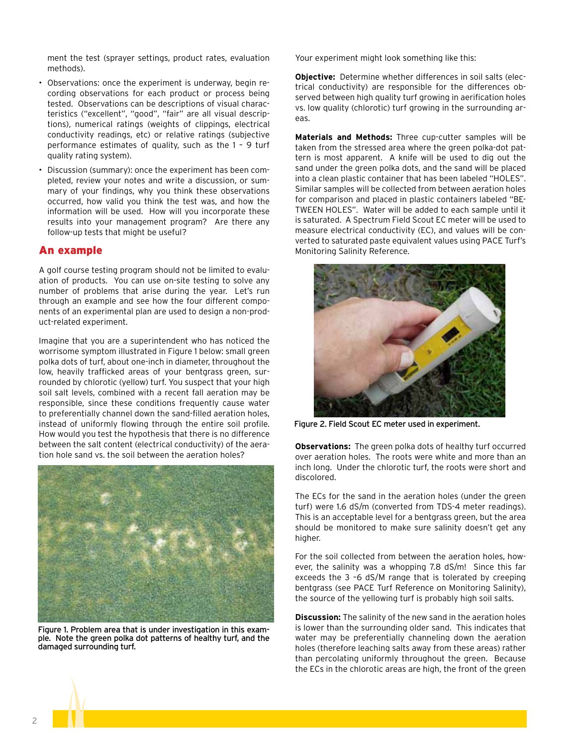ment the test (sprayer settings, product rates, evaluation methods).

- Observations: once the experiment is underway, begin recording observations for each product or process being tested. Observations can be descriptions of visual characteristics ("excellent", "good", "fair" are all visual descriptions), numerical ratings (weights of clippings, electrical conductivity readings, etc) or relative ratings (subjective performance estimates of quality, such as the 1 – 9 turf quality rating system).
- Discussion (summary): once the experiment has been completed, review your notes and write a discussion, or summary of your findings, why you think these observations occurred, how valid you think the test was, and how the information will be used. How will you incorporate these results into your management program? Are there any follow-up tests that might be useful?

## An example

A golf course testing program should not be limited to evaluation of products. You can use on-site testing to solve any number of problems that arise during the year. Let's run through an example and see how the four different components of an experimental plan are used to design a non-product-related experiment.

Imagine that you are a superintendent who has noticed the worrisome symptom illustrated in Figure 1 below: small green polka dots of turf, about one-inch in diameter, throughout the low, heavily trafficked areas of your bentgrass green, surrounded by chlorotic (yellow) turf. You suspect that your high soil salt levels, combined with a recent fall aeration may be responsible, since these conditions frequently cause water to preferentially channel down the sand-filled aeration holes, instead of uniformly flowing through the entire soil profile. How would you test the hypothesis that there is no difference between the salt content (electrical conductivity) of the aeration hole sand vs. the soil between the aeration holes?

Figure 1. Problem area that is under investigation in this example. Note the green polka dot patterns of healthy turf, and the damaged surrounding turf.

Your experiment might look something like this:

**Objective:** Determine whether differences in soil salts (electrical conductivity) are responsible for the differences observed between high quality turf growing in aerification holes vs. low quality (chlorotic) turf growing in the surrounding areas.

**Materials and Methods:** Three cup-cutter samples will be taken from the stressed area where the green polka-dot pattern is most apparent. A knife will be used to dig out the sand under the green polka dots, and the sand will be placed into a clean plastic container that has been labeled "HOLES". Similar samples will be collected from between aeration holes for comparison and placed in plastic containers labeled "BETWEEN HOLES". Water will be added to each sample until it is saturated. A Spectrum Field Scout EC meter will be used to measure electrical conductivity (EC), and values will be converted to saturated paste equivalent values using PACE Turf's Monitoring Salinity Reference.

Figure 2. Field Scout EC meter used in experiment.

**Observations:** The green polka dots of healthy turf occurred over aeration holes. The roots were white and more than an inch long. Under the chlorotic turf, the roots were short and discolored.

The ECs for the sand in the aeration holes (under the green turf) were 1.6 dS/m (converted from TDS-4 meter readings). This is an acceptable level for a bentgrass green, but the area should be monitored to make sure salinity doesn't get any higher.

For the soil collected from between the aeration holes, however, the salinity was a whopping 7.8 dS/m! Since this far exceeds the 3 –6 dS/M range that is tolerated by creeping bentgrass (see PACE Turf Reference on Monitoring Salinity), the source of the yellowing turf is probably high soil salts.

**Discussion:** The salinity of the new sand in the aeration holes is lower than the surrounding older sand. This indicates that water may be preferentially channeling down the aeration holes (therefore leaching salts away from these areas) rather than percolating uniformly throughout the green. Because the ECs in the chlorotic areas are high, the front of the green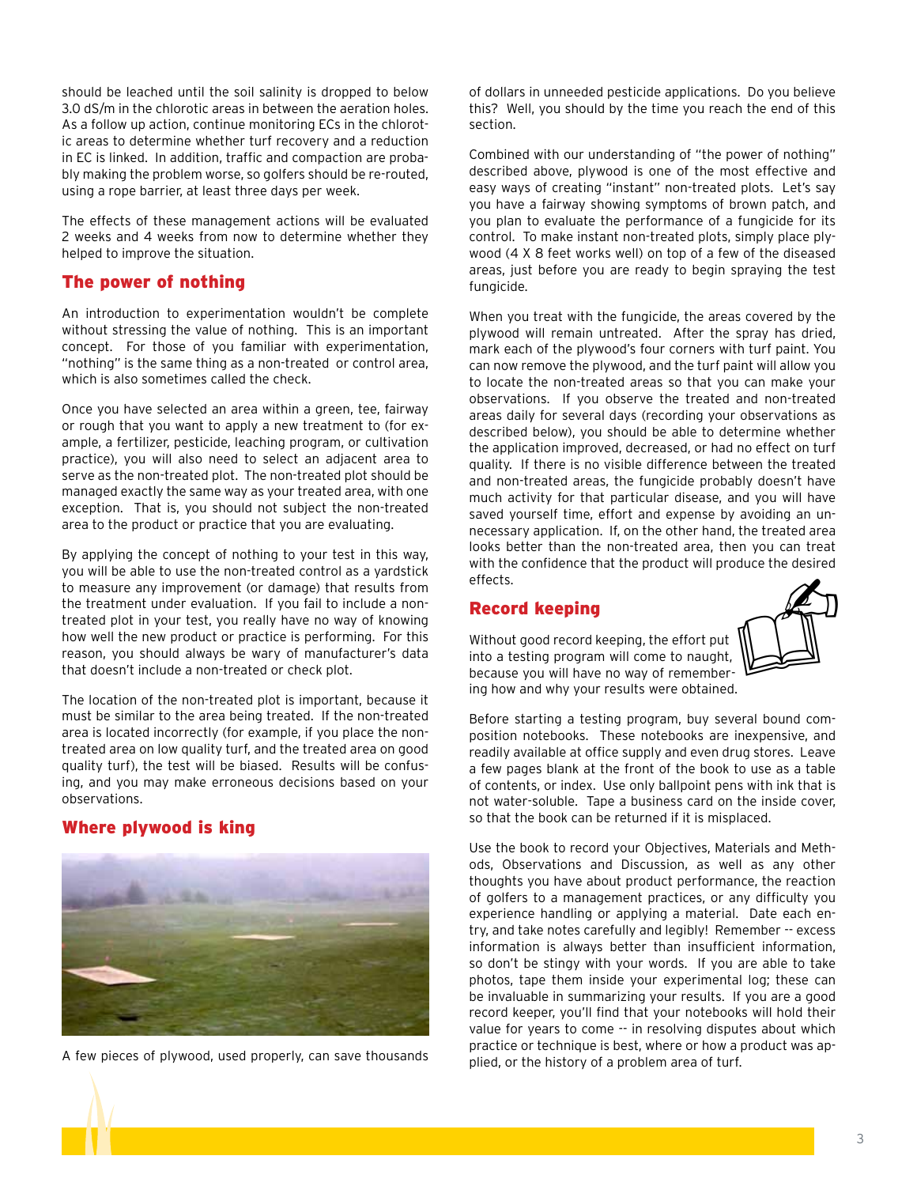should be leached until the soil salinity is dropped to below 3.0 dS/m in the chlorotic areas in between the aeration holes. As a follow up action, continue monitoring ECs in the chlorotic areas to determine whether turf recovery and a reduction in EC is linked. In addition, traffic and compaction are probably making the problem worse, so golfers should be re-routed, using a rope barrier, at least three days per week.

The effects of these management actions will be evaluated 2 weeks and 4 weeks from now to determine whether they helped to improve the situation.

## The power of nothing

An introduction to experimentation wouldn't be complete without stressing the value of nothing. This is an important concept. For those of you familiar with experimentation, "nothing" is the same thing as a non-treated or control area, which is also sometimes called the check.

Once you have selected an area within a green, tee, fairway or rough that you want to apply a new treatment to (for example, a fertilizer, pesticide, leaching program, or cultivation practice), you will also need to select an adjacent area to serve as the non-treated plot. The non-treated plot should be managed exactly the same way as your treated area, with one exception. That is, you should not subject the non-treated area to the product or practice that you are evaluating.

By applying the concept of nothing to your test in this way, you will be able to use the non-treated control as a yardstick to measure any improvement (or damage) that results from the treatment under evaluation. If you fail to include a non-treated plot in your test, you really have no way of knowing how well the new product or practice is performing. For this reason, you should always be wary of manufacturer's data that doesn't include a non-treated or check plot.

The location of the non-treated plot is important, because it must be similar to the area being treated. If the non-treated area is located incorrectly (for example, if you place the non-treated area on low quality turf, and the treated area on good quality turf), the test will be biased. Results will be confusing, and you may make erroneous decisions based on your observations.

## Where plywood is king

A few pieces of plywood, used properly, can save thousands of dollars in unneeded pesticide applications. Do you believe this? Well, you should by the time you reach the end of this section.

Combined with our understanding of "the power of nothing" described above, plywood is one of the most effective and easy ways of creating "instant" non-treated plots. Let's say you have a fairway showing symptoms of brown patch, and you plan to evaluate the performance of a fungicide for its control. To make instant non-treated plots, simply place plywood (4 X 8 feet works well) on top of a few of the diseased areas, just before you are ready to begin spraying the test fungicide.

When you treat with the fungicide, the areas covered by the plywood will remain untreated. After the spray has dried, mark each of the plywood's four corners with turf paint. You can now remove the plywood, and the turf paint will allow you to locate the non-treated areas so that you can make your observations. If you observe the treated and non-treated areas daily for several days (recording your observations as described below), you should be able to determine whether the application improved, decreased, or had no effect on turf quality. If there is no visible difference between the treated and non-treated areas, the fungicide probably doesn't have much activity for that particular disease, and you will have saved yourself time, effort and expense by avoiding an unnecessary application. If, on the other hand, the treated area looks better than the non-treated area, then you can treat with the confidence that the product will produce the desired effects.

## Record keeping

Without good record keeping, the effort put into a testing program will come to naught, because you will have no way of remembering how and why your results were obtained.

Before starting a testing program, buy several bound composition notebooks. These notebooks are inexpensive, and readily available at office supply and even drug stores. Leave a few pages blank at the front of the book to use as a table of contents, or index. Use only ballpoint pens with ink that is not water-soluble. Tape a business card on the inside cover, so that the book can be returned if it is misplaced.

Use the book to record your Objectives, Materials and Methods, Observations and Discussion, as well as any other thoughts you have about product performance, the reaction of golfers to a management practices, or any difficulty you experience handling or applying a material. Date each entry, and take notes carefully and legibly! Remember -- excess information is always better than insufficient information, so don't be stingy with your words. If you are able to take photos, tape them inside your experimental log; these can be invaluable in summarizing your results. If you are a good record keeper, you'll find that your notebooks will hold their value for years to come -- in resolving disputes about which practice or technique is best, where or how a product was applied, or the history of a problem area of turf.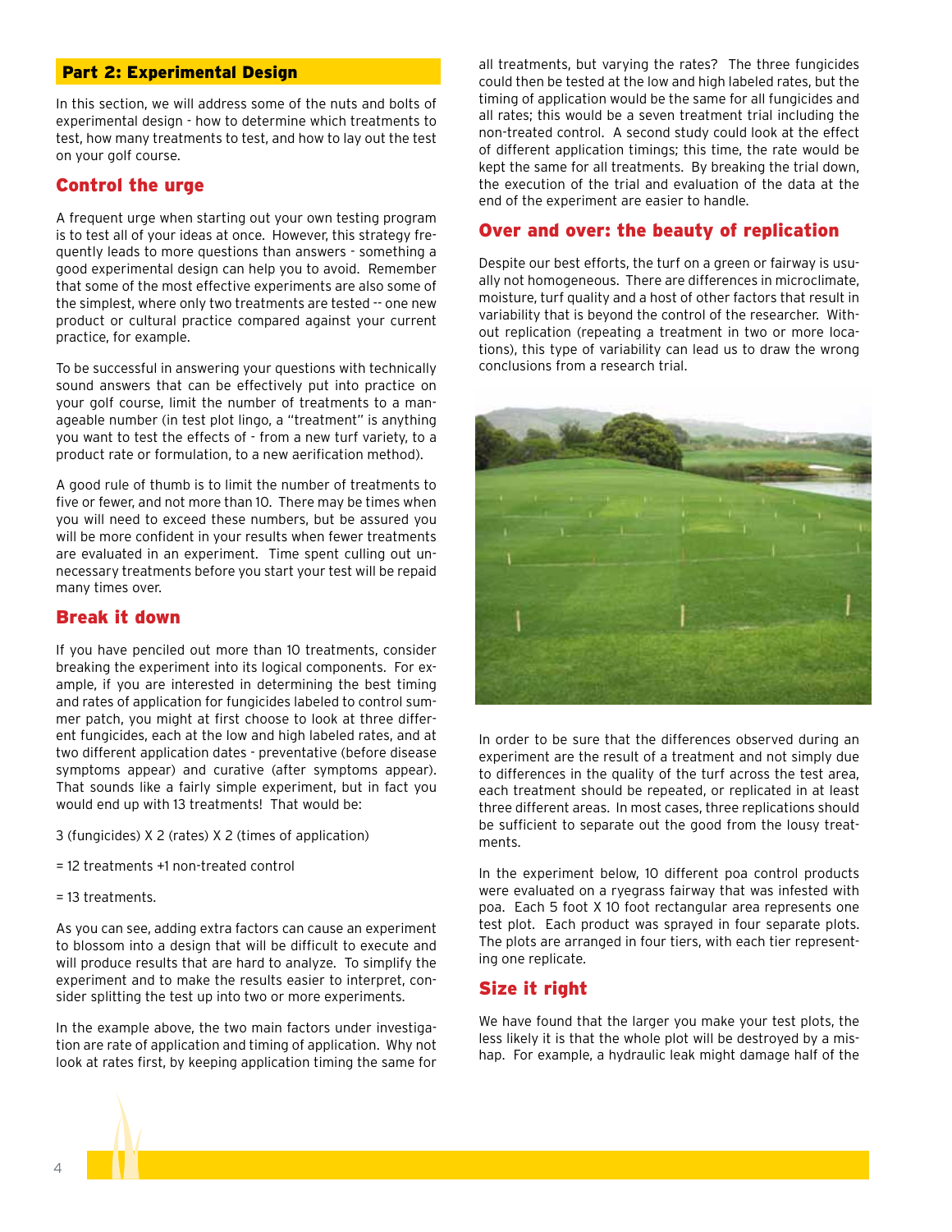## Part 2: Experimental Design

In this section, we will address some of the nuts and bolts of experimental design - how to determine which treatments to test, how many treatments to test, and how to lay out the test on your golf course.

### Control the urge

A frequent urge when starting out your own testing program is to test all of your ideas at once. However, this strategy frequently leads to more questions than answers - something a good experimental design can help you to avoid. Remember that some of the most effective experiments are also some of the simplest, where only two treatments are tested -- one new product or cultural practice compared against your current practice, for example.

To be successful in answering your questions with technically sound answers that can be effectively put into practice on your golf course, limit the number of treatments to a manageable number (in test plot lingo, a "treatment" is anything you want to test the effects of - from a new turf variety, to a product rate or formulation, to a new aerification method).

A good rule of thumb is to limit the number of treatments to five or fewer, and not more than 10. There may be times when you will need to exceed these numbers, but be assured you will be more confident in your results when fewer treatments are evaluated in an experiment. Time spent culling out unnecessary treatments before you start your test will be repaid many times over.

### Break it down

If you have penciled out more than 10 treatments, consider breaking the experiment into its logical components. For example, if you are interested in determining the best timing and rates of application for fungicides labeled to control summer patch, you might at first choose to look at three different fungicides, each at the low and high labeled rates, and at two different application dates - preventative (before disease symptoms appear) and curative (after symptoms appear). That sounds like a fairly simple experiment, but in fact you would end up with 13 treatments! That would be:

3 (fungicides) X 2 (rates) X 2 (times of application)

= 12 treatments +1 non-treated control

= 13 treatments.

As you can see, adding extra factors can cause an experiment to blossom into a design that will be difficult to execute and will produce results that are hard to analyze. To simplify the experiment and to make the results easier to interpret, consider splitting the test up into two or more experiments.

In the example above, the two main factors under investigation are rate of application and timing of application. Why not look at rates first, by keeping application timing the same for all treatments, but varying the rates? The three fungicides could then be tested at the low and high labeled rates, but the timing of application would be the same for all fungicides and all rates; this would be a seven treatment trial including the non-treated control. A second study could look at the effect of different application timings; this time, the rate would be kept the same for all treatments. By breaking the trial down, the execution of the trial and evaluation of the data at the end of the experiment are easier to handle.

### Over and over: the beauty of replication

Despite our best efforts, the turf on a green or fairway is usually not homogeneous. There are differences in microclimate, moisture, turf quality and a host of other factors that result in variability that is beyond the control of the researcher. Without replication (repeating a treatment in two or more locations), this type of variability can lead us to draw the wrong conclusions from a research trial.

In order to be sure that the differences observed during an experiment are the result of a treatment and not simply due to differences in the quality of the turf across the test area, each treatment should be repeated, or replicated in at least three different areas. In most cases, three replications should be sufficient to separate out the good from the lousy treatments.

In the experiment below, 10 different poa control products were evaluated on a ryegrass fairway that was infested with poa. Each 5 foot X 10 foot rectangular area represents one test plot. Each product was sprayed in four separate plots. The plots are arranged in four tiers, with each tier representing one replicate.

### Size it right

We have found that the larger you make your test plots, the less likely it is that the whole plot will be destroyed by a mishap. For example, a hydraulic leak might damage half of the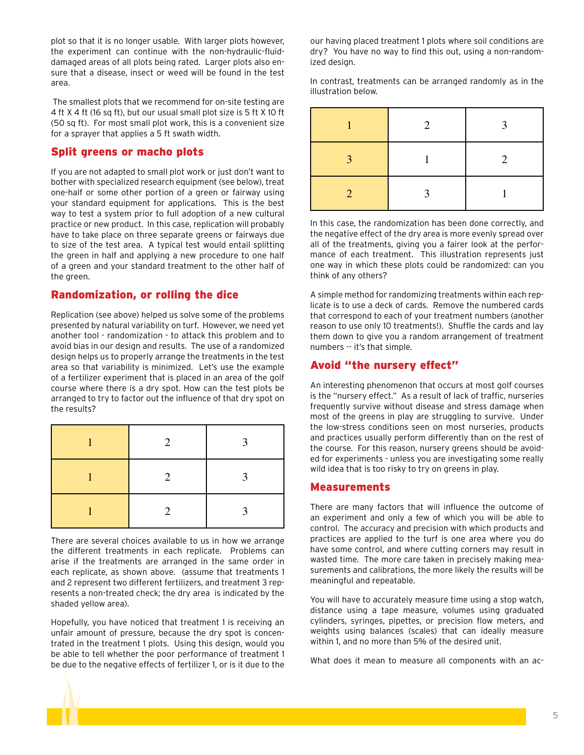plot so that it is no longer usable. With larger plots however, the experiment can continue with the non-hydraulic-fluid-damaged areas of all plots being rated. Larger plots also ensure that a disease, insect or weed will be found in the test area.

The smallest plots that we recommend for on-site testing are 4 ft X 4 ft (16 sq ft), but our usual small plot size is 5 ft X 10 ft (50 sq ft). For most small plot work, this is a convenient size for a sprayer that applies a 5 ft swath width.

## Split greens or macho plots

If you are not adapted to small plot work or just don't want to bother with specialized research equipment (see below), treat one-half or some other portion of a green or fairway using your standard equipment for applications. This is the best way to test a system prior to full adoption of a new cultural practice or new product. In this case, replication will probably have to take place on three separate greens or fairways due to size of the test area. A typical test would entail splitting the green in half and applying a new procedure to one half of a green and your standard treatment to the other half of the green.

## Randomization, or rolling the dice

Replication (see above) helped us solve some of the problems presented by natural variability on turf. However, we need yet another tool - randomization - to attack this problem and to avoid bias in our design and results. The use of a randomized design helps us to properly arrange the treatments in the test area so that variability is minimized. Let's use the example of a fertilizer experiment that is placed in an area of the golf course where there is a dry spot. How can the test plots be arranged to try to factor out the influence of that dry spot on the results?

| | | |
|---|---|---|
| 1 | 2 | 3 |
| 1 | 2 | 3 |
| 1 | 2 | 3 |

There are several choices available to us in how we arrange the different treatments in each replicate. Problems can arise if the treatments are arranged in the same order in each replicate, as shown above. (assume that treatments 1 and 2 represent two different fertilizers, and treatment 3 represents a non-treated check; the dry area is indicated by the shaded yellow area).

Hopefully, you have noticed that treatment 1 is receiving an unfair amount of pressure, because the dry spot is concentrated in the treatment 1 plots. Using this design, would you be able to tell whether the poor performance of treatment 1 be due to the negative effects of fertilizer 1, or is it due to the our having placed treatment 1 plots where soil conditions are dry? You have no way to find this out, using a non-randomized design.

In contrast, treatments can be arranged randomly as in the illustration below.

| | | |
|---|---|---|
| 1 | 2 | 3 |
| 3 | 1 | 2 |
| 2 | 3 | 1 |

In this case, the randomization has been done correctly, and the negative effect of the dry area is more evenly spread over all of the treatments, giving you a fairer look at the performance of each treatment. This illustration represents just one way in which these plots could be randomized: can you think of any others?

A simple method for randomizing treatments within each replicate is to use a deck of cards. Remove the numbered cards that correspond to each of your treatment numbers (another reason to use only 10 treatments!). Shuffle the cards and lay them down to give you a random arrangement of treatment numbers -- it's that simple.

## Avoid "the nursery effect"

An interesting phenomenon that occurs at most golf courses is the "nursery effect." As a result of lack of traffic, nurseries frequently survive without disease and stress damage when most of the greens in play are struggling to survive. Under the low-stress conditions seen on most nurseries, products and practices usually perform differently than on the rest of the course. For this reason, nursery greens should be avoided for experiments - unless you are investigating some really wild idea that is too risky to try on greens in play.

## Measurements

There are many factors that will influence the outcome of an experiment and only a few of which you will be able to control. The accuracy and precision with which products and practices are applied to the turf is one area where you do have some control, and where cutting corners may result in wasted time. The more care taken in precisely making measurements and calibrations, the more likely the results will be meaningful and repeatable.

You will have to accurately measure time using a stop watch, distance using a tape measure, volumes using graduated cylinders, syringes, pipettes, or precision flow meters, and weights using balances (scales) that can ideally measure within 1, and no more than 5% of the desired unit.

What does it mean to measure all components with an ac-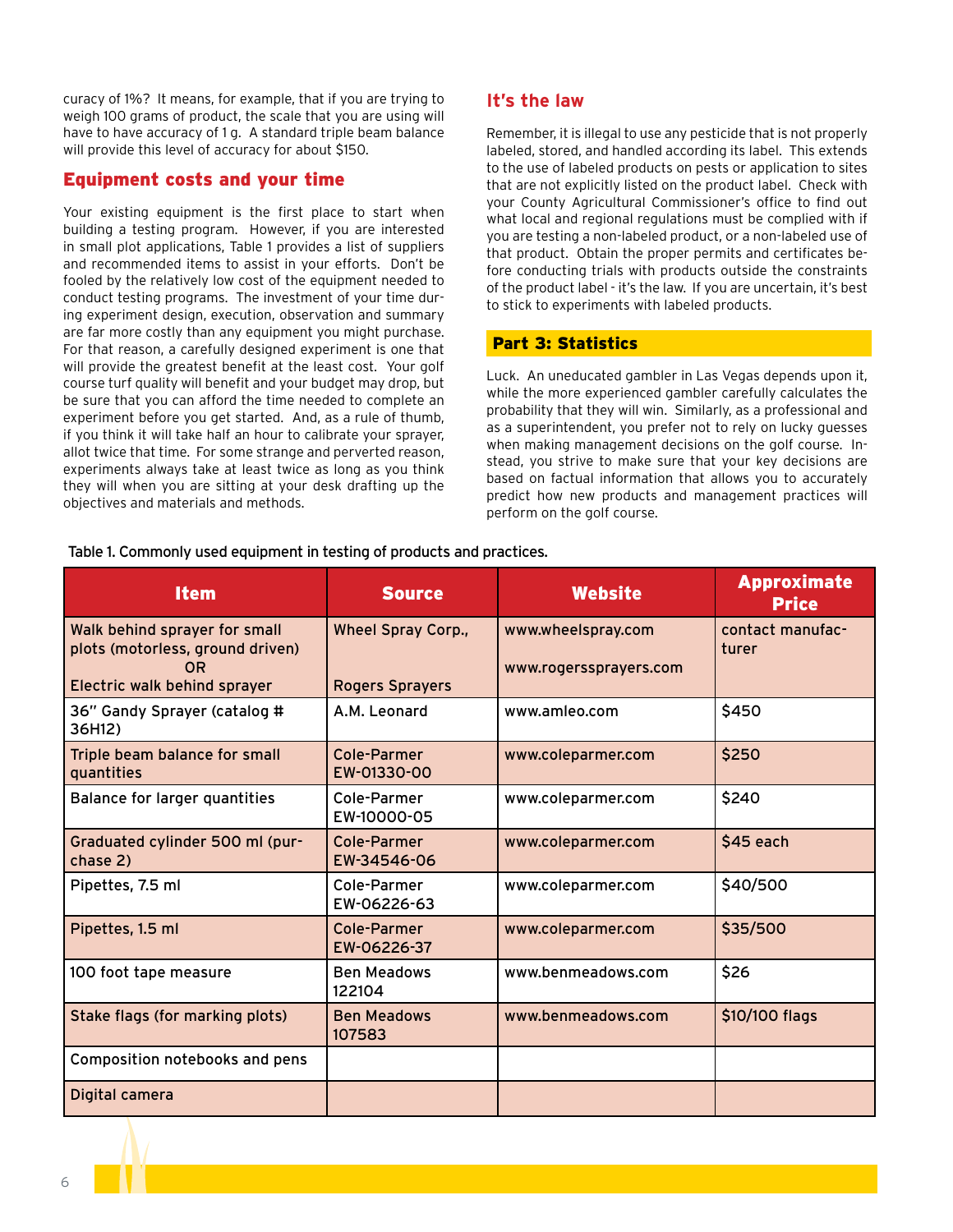curacy of 1%? It means, for example, that if you are trying to weigh 100 grams of product, the scale that you are using will have to have accuracy of 1 g. A standard triple beam balance will provide this level of accuracy for about $150.

## Equipment costs and your time

Your existing equipment is the first place to start when building a testing program. However, if you are interested in small plot applications, Table 1 provides a list of suppliers and recommended items to assist in your efforts. Don't be fooled by the relatively low cost of the equipment needed to conduct testing programs. The investment of your time during experiment design, execution, observation and summary are far more costly than any equipment you might purchase. For that reason, a carefully designed experiment is one that will provide the greatest benefit at the least cost. Your golf course turf quality will benefit and your budget may drop, but be sure that you can afford the time needed to complete an experiment before you get started. And, as a rule of thumb, if you think it will take half an hour to calibrate your sprayer, allot twice that time. For some strange and perverted reason, experiments always take at least twice as long as you think they will when you are sitting at your desk drafting up the objectives and materials and methods.

## It's the law

Remember, it is illegal to use any pesticide that is not properly labeled, stored, and handled according its label. This extends to the use of labeled products on pests or application to sites that are not explicitly listed on the product label. Check with your County Agricultural Commissioner's office to find out what local and regional regulations must be complied with if you are testing a non-labeled product, or a non-labeled use of that product. Obtain the proper permits and certificates before conducting trials with products outside the constraints of the product label - it's the law. If you are uncertain, it's best to stick to experiments with labeled products.

# Part 3: Statistics

Luck. An uneducated gambler in Las Vegas depends upon it, while the more experienced gambler carefully calculates the probability that they will win. Similarly, as a professional and as a superintendent, you prefer not to rely on lucky guesses when making management decisions on the golf course. Instead, you strive to make sure that your key decisions are based on factual information that allows you to accurately predict how new products and management practices will perform on the golf course.

Table 1. Commonly used equipment in testing of products and practices.

| Item | Source | Website | Approximate Price |
|---|---|---|---|
| Walk behind sprayer for small plots (motorless, ground driven) OR Electric walk behind sprayer | Wheel Spray Corp., Rogers Sprayers | www.wheelspray.com www.rogerssprayers.com | contact manufacturer |
| 36" Gandy Sprayer (catalog # 36H12) | A.M. Leonard | www.amleo.com | $450 |
| Triple beam balance for small quantities | Cole-Parmer EW-01330-00 | www.coleparmer.com | $250 |
| Balance for larger quantities | Cole-Parmer EW-10000-05 | www.coleparmer.com | $240 |
| Graduated cylinder 500 ml (purchase 2) | Cole-Parmer EW-34546-06 | www.coleparmer.com | $45 each |
| Pipettes, 7.5 ml | Cole-Parmer EW-06226-63 | www.coleparmer.com | $40/500 |
| Pipettes, 1.5 ml | Cole-Parmer EW-06226-37 | www.coleparmer.com | $35/500 |
| 100 foot tape measure | Ben Meadows 122104 | www.benmeadows.com | $26 |
| Stake flags (for marking plots) | Ben Meadows 107583 | www.benmeadows.com | $10/100 flags |
| Composition notebooks and pens | | | |
| Digital camera | | | |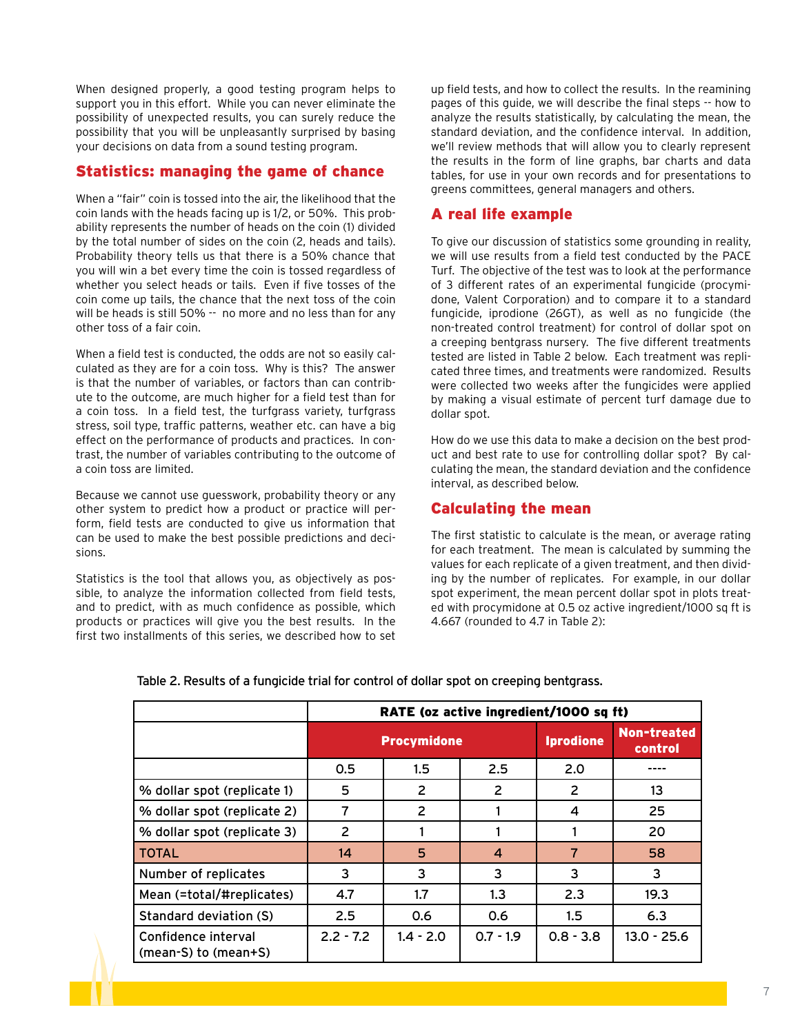When designed properly, a good testing program helps to support you in this effort. While you can never eliminate the possibility of unexpected results, you can surely reduce the possibility that you will be unpleasantly surprised by basing your decisions on data from a sound testing program.

## Statistics: managing the game of chance

When a "fair" coin is tossed into the air, the likelihood that the coin lands with the heads facing up is 1/2, or 50%. This probability represents the number of heads on the coin (1) divided by the total number of sides on the coin (2, heads and tails). Probability theory tells us that there is a 50% chance that you will win a bet every time the coin is tossed regardless of whether you select heads or tails. Even if five tosses of the coin come up tails, the chance that the next toss of the coin will be heads is still 50% -- no more and no less than for any other toss of a fair coin.

When a field test is conducted, the odds are not so easily calculated as they are for a coin toss. Why is this? The answer is that the number of variables, or factors than can contribute to the outcome, are much higher for a field test than for a coin toss. In a field test, the turfgrass variety, turfgrass stress, soil type, traffic patterns, weather etc. can have a big effect on the performance of products and practices. In contrast, the number of variables contributing to the outcome of a coin toss are limited.

Because we cannot use guesswork, probability theory or any other system to predict how a product or practice will perform, field tests are conducted to give us information that can be used to make the best possible predictions and decisions.

Statistics is the tool that allows you, as objectively as possible, to analyze the information collected from field tests, and to predict, with as much confidence as possible, which products or practices will give you the best results. In the first two installments of this series, we described how to set up field tests, and how to collect the results. In the reamining pages of this guide, we will describe the final steps -- how to analyze the results statistically, by calculating the mean, the standard deviation, and the confidence interval. In addition, we'll review methods that will allow you to clearly represent the results in the form of line graphs, bar charts and data tables, for use in your own records and for presentations to greens committees, general managers and others.

## A real life example

To give our discussion of statistics some grounding in reality, we will use results from a field test conducted by the PACE Turf. The objective of the test was to look at the performance of 3 different rates of an experimental fungicide (procymidone, Valent Corporation) and to compare it to a standard fungicide, iprodione (26GT), as well as no fungicide (the non-treated control treatment) for control of dollar spot on a creeping bentgrass nursery. The five different treatments tested are listed in Table 2 below. Each treatment was replicated three times, and treatments were randomized. Results were collected two weeks after the fungicides were applied by making a visual estimate of percent turf damage due to dollar spot.

How do we use this data to make a decision on the best product and best rate to use for controlling dollar spot? By calculating the mean, the standard deviation and the confidence interval, as described below.

## Calculating the mean

The first statistic to calculate is the mean, or average rating for each treatment. The mean is calculated by summing the values for each replicate of a given treatment, and then dividing by the number of replicates. For example, in our dollar spot experiment, the mean percent dollar spot in plots treated with procymidone at 0.5 oz active ingredient/1000 sq ft is 4.667 (rounded to 4.7 in Table 2):

Table 2. Results of a fungicide trial for control of dollar spot on creeping bentgrass.

| | RATE (oz active ingredient/1000 sq ft) | | | | |
|---|---|---|---|---|---|
| | **Procymidone** | | | **Iprodione** | **Non-treated control** |
| | 0.5 | 1.5 | 2.5 | 2.0 | ---- |
| % dollar spot (replicate 1) | 5 | 2 | 2 | 2 | 13 |
| % dollar spot (replicate 2) | 7 | 2 | 1 | 4 | 25 |
| % dollar spot (replicate 3) | 2 | 1 | 1 | 1 | 20 |
| TOTAL | 14 | 5 | 4 | 7 | 58 |
| Number of replicates | 3 | 3 | 3 | 3 | 3 |
| Mean (=total/#replicates) | 4.7 | 1.7 | 1.3 | 2.3 | 19.3 |
| Standard deviation (S) | 2.5 | 0.6 | 0.6 | 1.5 | 6.3 |
| Confidence interval (mean-S) to (mean+S) | 2.2 - 7.2 | 1.4 - 2.0 | 0.7 - 1.9 | 0.8 - 3.8 | 13.0 - 25.6 |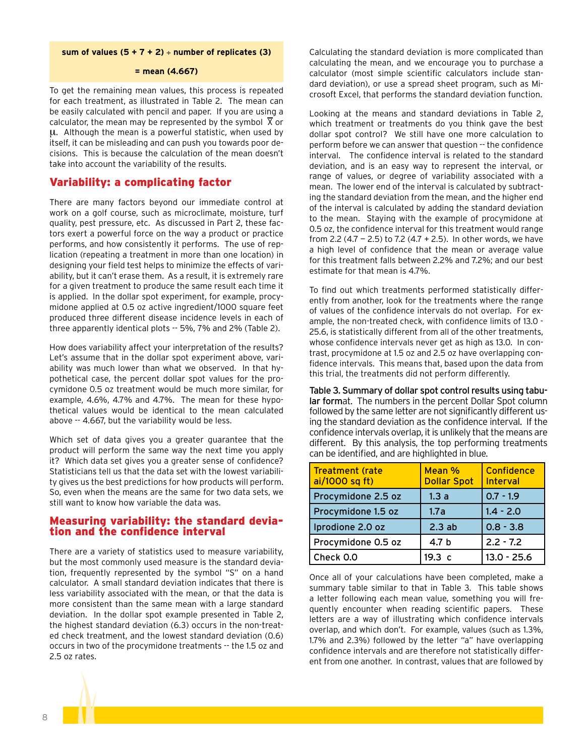**sum of values (5 + 7 + 2) ÷ number of replicates (3)**

**= mean (4.667)**

To get the remaining mean values, this process is repeated for each treatment, as illustrated in Table 2. The mean can be easily calculated with pencil and paper. If you are using a calculator, the mean may be represented by the symbol $\overline{X}$ or $\mu$. Although the mean is a powerful statistic, when used by itself, it can be misleading and can push you towards poor decisions. This is because the calculation of the mean doesn't take into account the variability of the results.

## Variability: a complicating factor

There are many factors beyond our immediate control at work on a golf course, such as microclimate, moisture, turf quality, pest pressure, etc. As discussed in Part 2, these factors exert a powerful force on the way a product or practice performs, and how consistently it performs. The use of replication (repeating a treatment in more than one location) in designing your field test helps to minimize the effects of variability, but it can't erase them. As a result, it is extremely rare for a given treatment to produce the same result each time it is applied. In the dollar spot experiment, for example, procymidone applied at 0.5 oz active ingredient/1000 square feet produced three different disease incidence levels in each of three apparently identical plots -- 5%, 7% and 2% (Table 2).

How does variability affect your interpretation of the results? Let's assume that in the dollar spot experiment above, variability was much lower than what we observed. In that hypothetical case, the percent dollar spot values for the procymidone 0.5 oz treatment would be much more similar, for example, 4.6%, 4.7% and 4.7%. The mean for these hypothetical values would be identical to the mean calculated above -- 4.667, but the variability would be less.

Which set of data gives you a greater guarantee that the product will perform the same way the next time you apply it? Which data set gives you a greater sense of confidence? Statisticians tell us that the data set with the lowest variability gives us the best predictions for how products will perform. So, even when the means are the same for two data sets, we still want to know how variable the data was.

## Measuring variability: the standard deviation and the confidence interval

There are a variety of statistics used to measure variability, but the most commonly used measure is the standard deviation, frequently represented by the symbol "S" on a hand calculator. A small standard deviation indicates that there is less variability associated with the mean, or that the data is more consistent than the same mean with a large standard deviation. In the dollar spot example presented in Table 2, the highest standard deviation (6.3) occurs in the non-treated check treatment, and the lowest standard deviation (0.6) occurs in two of the procymidone treatments -- the 1.5 oz and 2.5 oz rates.

Calculating the standard deviation is more complicated than calculating the mean, and we encourage you to purchase a calculator (most simple scientific calculators include standard deviation), or use a spread sheet program, such as Microsoft Excel, that performs the standard deviation function.

Looking at the means and standard deviations in Table 2, which treatment or treatments do you think gave the best dollar spot control? We still have one more calculation to perform before we can answer that question -- the confidence interval. The confidence interval is related to the standard deviation, and is an easy way to represent the interval, or range of values, or degree of variability associated with a mean. The lower end of the interval is calculated by subtracting the standard deviation from the mean, and the higher end of the interval is calculated by adding the standard deviation to the mean. Staying with the example of procymidone at 0.5 oz, the confidence interval for this treatment would range from 2.2 (4.7 – 2.5) to 7.2 (4.7 + 2.5). In other words, we have a high level of confidence that the mean or average value for this treatment falls between 2.2% and 7.2%; and our best estimate for that mean is 4.7%.

To find out which treatments performed statistically differently from another, look for the treatments where the range of values of the confidence intervals do not overlap. For example, the non-treated check, with confidence limits of 13.0 - 25.6, is statistically different from all of the other treatments, whose confidence intervals never get as high as 13.0. In contrast, procymidone at 1.5 oz and 2.5 oz have overlapping confidence intervals. This means that, based upon the data from this trial, the treatments did not perform differently.

**Table 3. Summary of dollar spot control results using tabular format.** The numbers in the percent Dollar Spot column followed by the same letter are not significantly different using the standard deviation as the confidence interval. If the confidence intervals overlap, it is unlikely that the means are different. By this analysis, the top performing treatments can be identified, and are highlighted in blue.

| Treatment (rate ai/1000 sq ft) | Mean % Dollar Spot | Confidence Interval |
|---|---|---|
| Procymidone 2.5 oz | 1.3 a | 0.7 - 1.9 |
| Procymidone 1.5 oz | 1.7a | 1.4 - 2.0 |
| Iprodione 2.0 oz | 2.3 ab | 0.8 - 3.8 |
| Procymidone 0.5 oz | 4.7 b | 2.2 - 7.2 |
| Check 0.0 | 19.3 c | 13.0 - 25.6 |

Once all of your calculations have been completed, make a summary table similar to that in Table 3. This table shows a letter following each mean value, something you will frequently encounter when reading scientific papers. These letters are a way of illustrating which confidence intervals overlap, and which don't. For example, values (such as 1.3%, 1.7% and 2.3%) followed by the letter "a" have overlapping confidence intervals and are therefore not statistically different from one another. In contrast, values that are followed by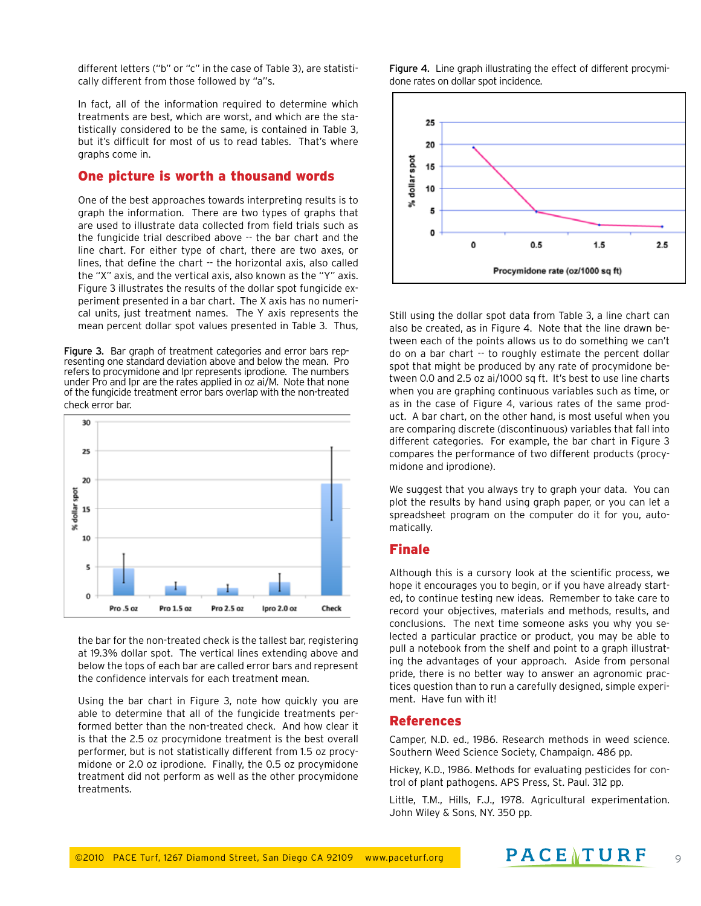different letters ("b" or "c" in the case of Table 3), are statistically different from those followed by "a"s.

In fact, all of the information required to determine which treatments are best, which are worst, and which are the statistically considered to be the same, is contained in Table 3, but it's difficult for most of us to read tables. That's where graphs come in.

## One picture is worth a thousand words

One of the best approaches towards interpreting results is to graph the information. There are two types of graphs that are used to illustrate data collected from field trials such as the fungicide trial described above -- the bar chart and the line chart. For either type of chart, there are two axes, or lines, that define the chart -- the horizontal axis, also called the "X" axis, and the vertical axis, also known as the "Y" axis. Figure 3 illustrates the results of the dollar spot fungicide experiment presented in a bar chart. The X axis has no numerical units, just treatment names. The Y axis represents the mean percent dollar spot values presented in Table 3. Thus,

**Figure 3.** Bar graph of treatment categories and error bars representing one standard deviation above and below the mean. Pro refers to procymidone and Ipr represents iprodione. The numbers under Pro and Ipr are the rates applied in oz ai/M. Note that none of the fungicide treatment error bars overlap with the non-treated check error bar.

% dollar spot

30
25
20
15
10
5
0

Pro .5 oz
Pro 1.5 oz
Pro 2.5 oz
Ipro 2.0 oz
Check

the bar for the non-treated check is the tallest bar, registering at 19.3% dollar spot. The vertical lines extending above and below the tops of each bar are called error bars and represent the confidence intervals for each treatment mean.

Using the bar chart in Figure 3, note how quickly you are able to determine that all of the fungicide treatments performed better than the non-treated check. And how clear it is that the 2.5 oz procymidone treatment is the best overall performer, but is not statistically different from 1.5 oz procymidone or 2.0 oz iprodione. Finally, the 0.5 oz procymidone treatment did not perform as well as the other procymidone treatments.

**Figure 4.** Line graph illustrating the effect of different procymidone rates on dollar spot incidence.

% dollar spot

25
20
15
10
5
0

0
0.5
1.5
2.5

Procymidone rate (oz/1000 sq ft)

Still using the dollar spot data from Table 3, a line chart can also be created, as in Figure 4. Note that the line drawn between each of the points allows us to do something we can't do on a bar chart -- to roughly estimate the percent dollar spot that might be produced by any rate of procymidone between 0.0 and 2.5 oz ai/1000 sq ft. It's best to use line charts when you are graphing continuous variables such as time, or as in the case of Figure 4, various rates of the same product. A bar chart, on the other hand, is most useful when you are comparing discrete (discontinuous) variables that fall into different categories. For example, the bar chart in Figure 3 compares the performance of two different products (procymidone and iprodione).

We suggest that you always try to graph your data. You can plot the results by hand using graph paper, or you can let a spreadsheet program on the computer do it for you, automatically.

## Finale

Although this is a cursory look at the scientific process, we hope it encourages you to begin, or if you have already started, to continue testing new ideas. Remember to take care to record your objectives, materials and methods, results, and conclusions. The next time someone asks you why you selected a particular practice or product, you may be able to pull a notebook from the shelf and point to a graph illustrating the advantages of your approach. Aside from personal pride, there is no better way to answer an agronomic practices question than to run a carefully designed, simple experiment. Have fun with it!

## References

Camper, N.D. ed., 1986. Research methods in weed science. Southern Weed Science Society, Champaign. 486 pp.

Hickey, K.D., 1986. Methods for evaluating pesticides for control of plant pathogens. APS Press, St. Paul. 312 pp.

Little, T.M., Hills, F.J., 1978. Agricultural experimentation. John Wiley & Sons, NY. 350 pp.

©2010 PACE Turf, 1267 Diamond Street, San Diego CA 92109 www.paceturf.org